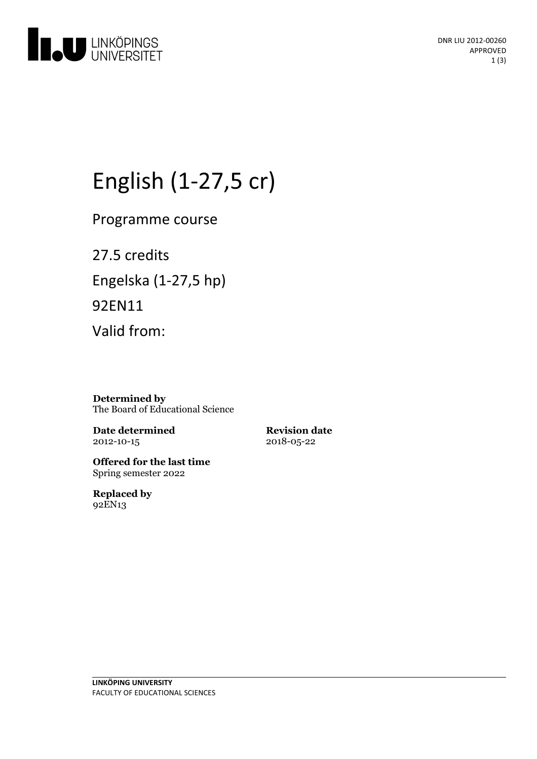DNR LIU 2012-00260
APPROVED

# English (1-27,5 cr)

Programme course

27.5 credits

Engelska (1-27,5 hp)

92EN11

Valid from:

**Determined by**
The Board of Educational Science

**Date determined**
2012-10-15

**Revision date**
2018-05-22

**Offered for the last time**
Spring semester 2022

**Replaced by**
92EN13

**LINKÖPING UNIVERSITY**
FACULTY OF EDUCATIONAL SCIENCES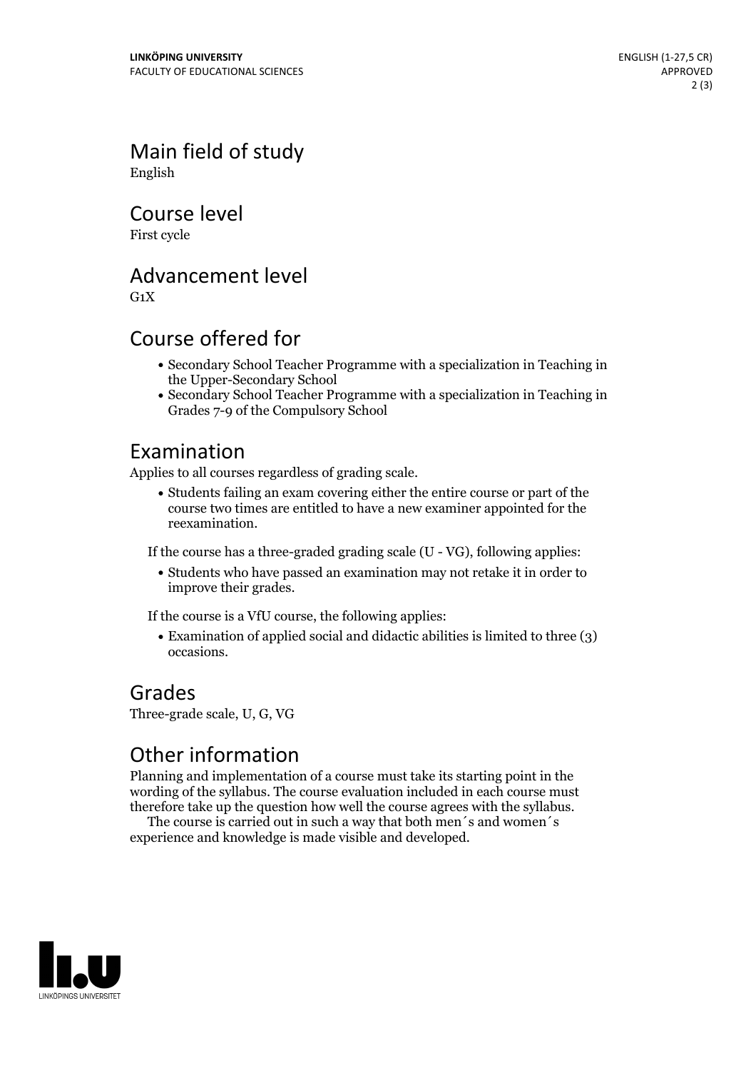## Main field of study

English

## Course level

First cycle

## Advancement level

G1X

## Course offered for

- Secondary School Teacher Programme with a specialization in Teaching in the Upper-Secondary School
- Secondary School Teacher Programme with a specialization in Teaching in Grades 7-9 of the Compulsory School

## Examination

Applies to all courses regardless of grading scale.

- Students failing an exam covering either the entire course or part of the course two times are entitled to have a new examiner appointed for the reexamination.

If the course has a three-graded grading scale (U - VG), following applies:

- Students who have passed an examination may not retake it in order to improve their grades.

If the course is a VfU course, the following applies:

- Examination of applied social and didactic abilities is limited to three (3) occasions.

## Grades

Three-grade scale, U, G, VG

## Other information

Planning and implementation of a course must take its starting point in the wording of the syllabus. The course evaluation included in each course must therefore take up the question how well the course agrees with the syllabus.

The course is carried out in such a way that both men´s and women´s experience and knowledge is made visible and developed.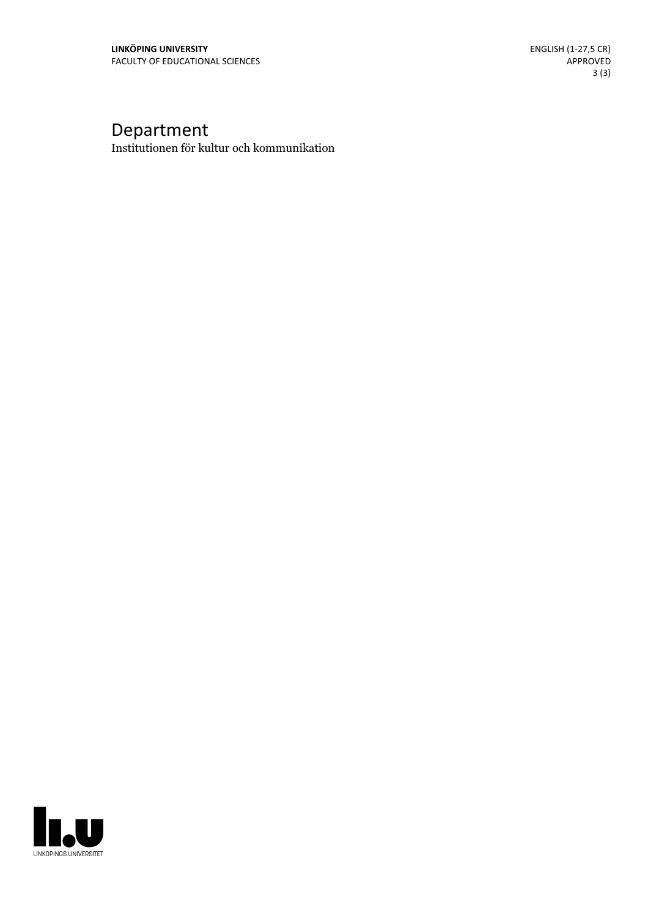## Department
Institutionen för kultur och kommunikation